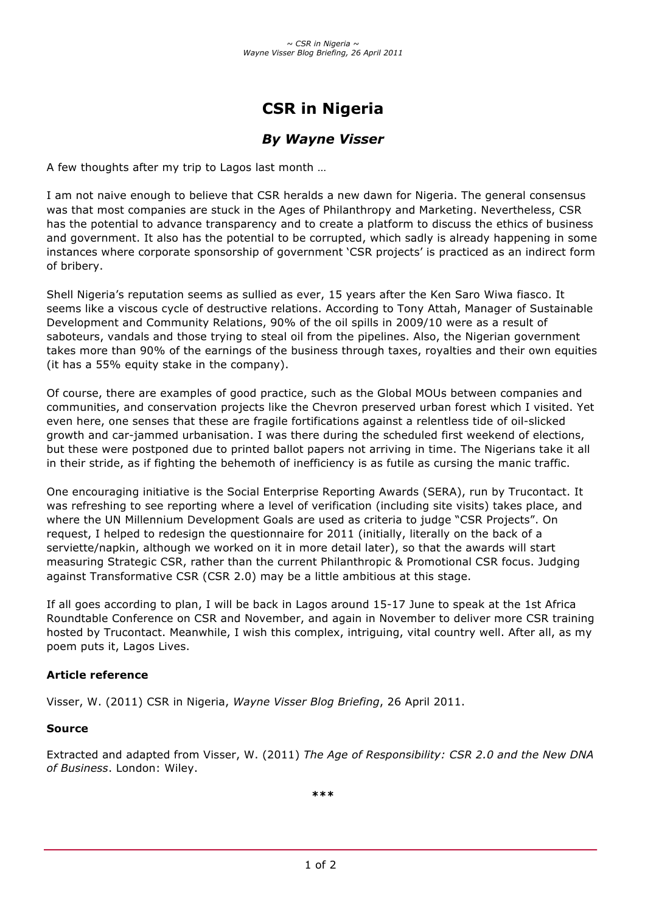# CSR in Nigeria

## *By Wayne Visser*

A few thoughts after my trip to Lagos last month …

I am not naive enough to believe that CSR heralds a new dawn for Nigeria. The general consensus was that most companies are stuck in the Ages of Philanthropy and Marketing. Nevertheless, CSR has the potential to advance transparency and to create a platform to discuss the ethics of business and government. It also has the potential to be corrupted, which sadly is already happening in some instances where corporate sponsorship of government 'CSR projects' is practiced as an indirect form of bribery.

Shell Nigeria's reputation seems as sullied as ever, 15 years after the Ken Saro Wiwa fiasco. It seems like a viscous cycle of destructive relations. According to Tony Attah, Manager of Sustainable Development and Community Relations, 90% of the oil spills in 2009/10 were as a result of saboteurs, vandals and those trying to steal oil from the pipelines. Also, the Nigerian government takes more than 90% of the earnings of the business through taxes, royalties and their own equities (it has a 55% equity stake in the company).

Of course, there are examples of good practice, such as the Global MOUs between companies and communities, and conservation projects like the Chevron preserved urban forest which I visited. Yet even here, one senses that these are fragile fortifications against a relentless tide of oil-slicked growth and car-jammed urbanisation. I was there during the scheduled first weekend of elections, but these were postponed due to printed ballot papers not arriving in time. The Nigerians take it all in their stride, as if fighting the behemoth of inefficiency is as futile as cursing the manic traffic.

One encouraging initiative is the Social Enterprise Reporting Awards (SERA), run by Trucontact. It was refreshing to see reporting where a level of verification (including site visits) takes place, and where the UN Millennium Development Goals are used as criteria to judge "CSR Projects". On request, I helped to redesign the questionnaire for 2011 (initially, literally on the back of a serviette/napkin, although we worked on it in more detail later), so that the awards will start measuring Strategic CSR, rather than the current Philanthropic & Promotional CSR focus. Judging against Transformative CSR (CSR 2.0) may be a little ambitious at this stage.

If all goes according to plan, I will be back in Lagos around 15-17 June to speak at the 1st Africa Roundtable Conference on CSR and November, and again in November to deliver more CSR training hosted by Trucontact. Meanwhile, I wish this complex, intriguing, vital country well. After all, as my poem puts it, Lagos Lives.

### Article reference

Visser, W. (2011) CSR in Nigeria, *Wayne Visser Blog Briefing*, 26 April 2011.

### Source

Extracted and adapted from Visser, W. (2011) *The Age of Responsibility: CSR 2.0 and the New DNA of Business*. London: Wiley.

***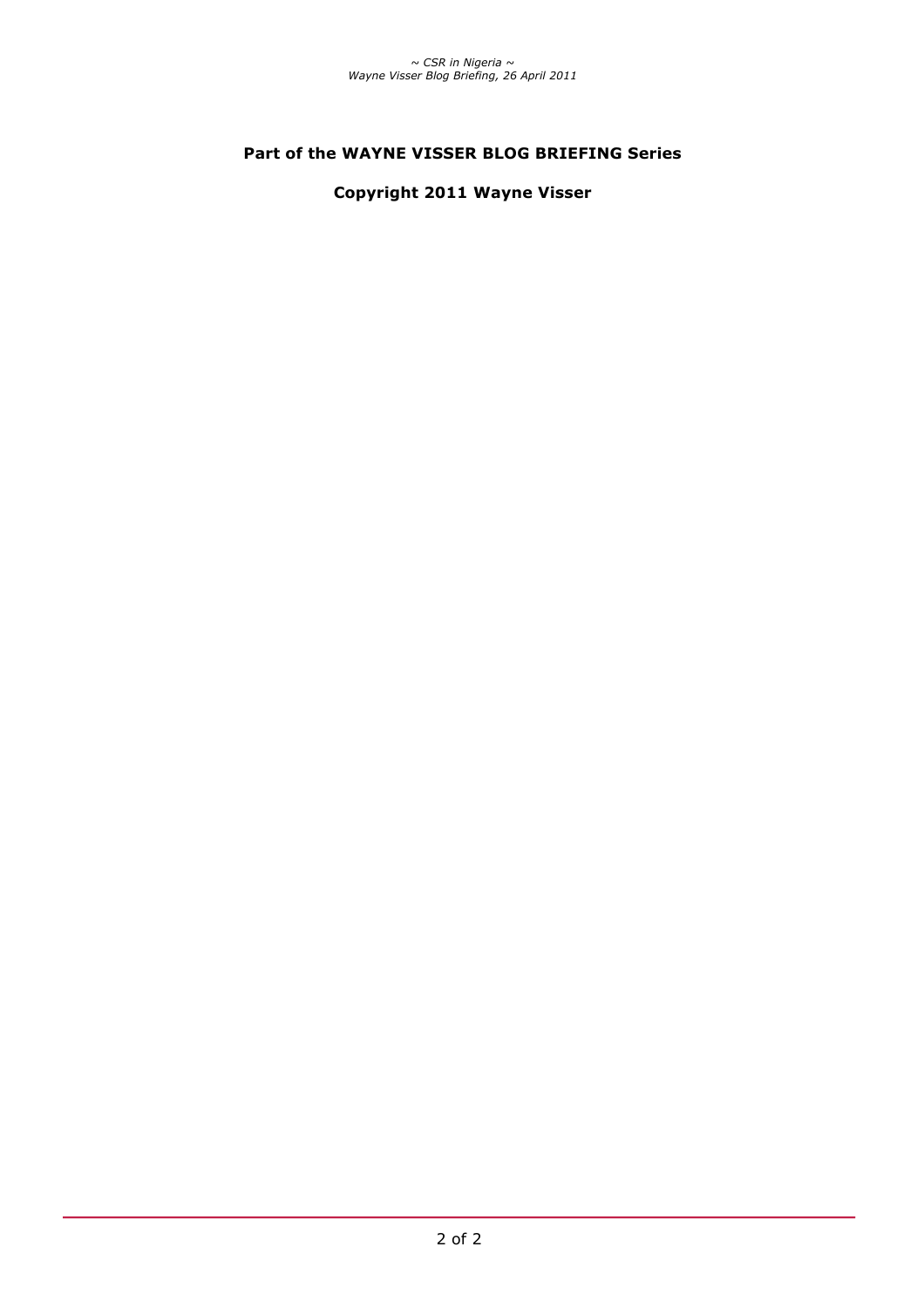**Part of the WAYNE VISSER BLOG BRIEFING Series**

**Copyright 2011 Wayne Visser**